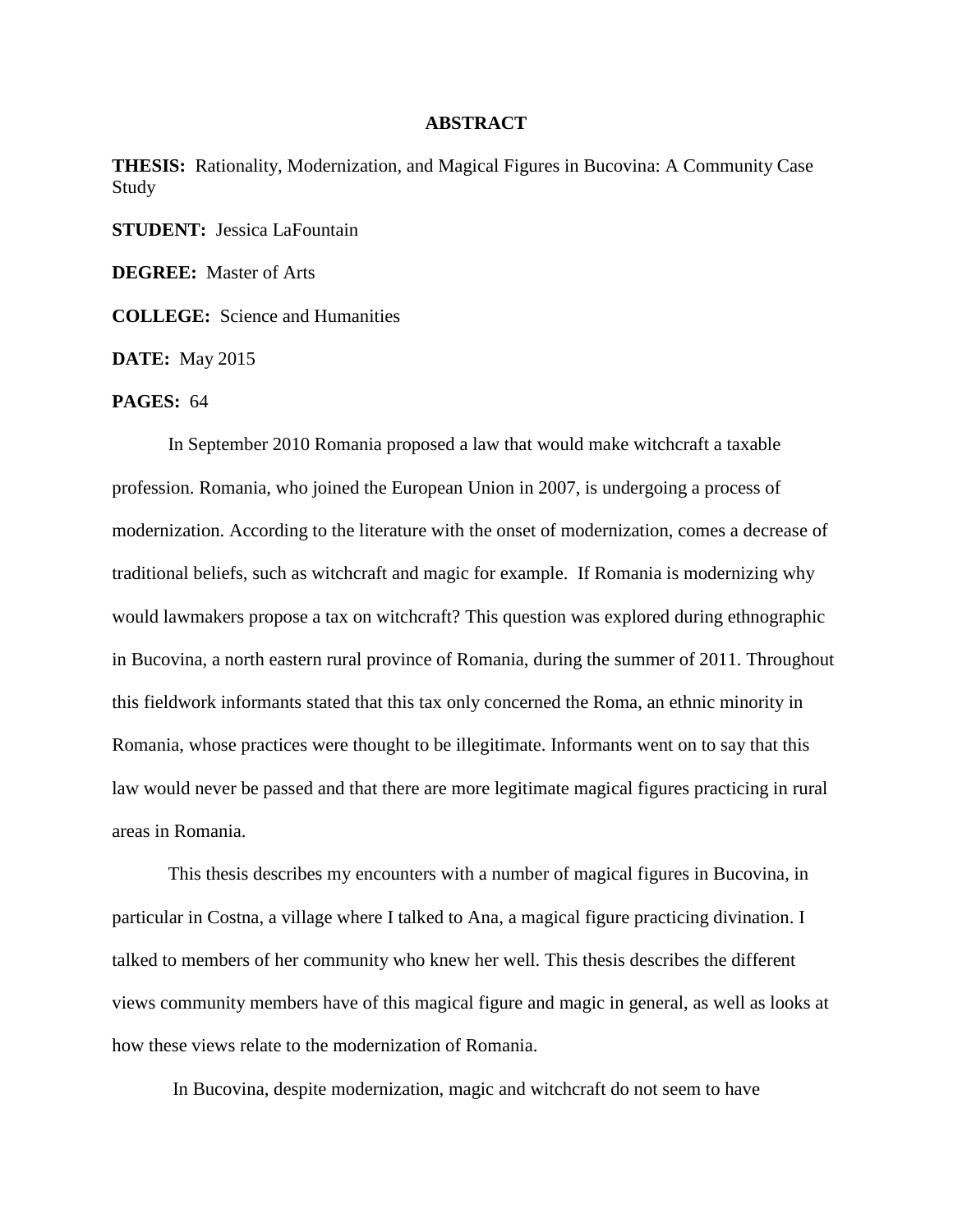# ABSTRACT

**THESIS:** Rationality, Modernization, and Magical Figures in Bucovina: A Community Case Study

**STUDENT:** Jessica LaFountain

**DEGREE:** Master of Arts

**COLLEGE:** Science and Humanities

**DATE:** May 2015

**PAGES:** 64

In September 2010 Romania proposed a law that would make witchcraft a taxable profession. Romania, who joined the European Union in 2007, is undergoing a process of modernization. According to the literature with the onset of modernization, comes a decrease of traditional beliefs, such as witchcraft and magic for example. If Romania is modernizing why would lawmakers propose a tax on witchcraft? This question was explored during ethnographic in Bucovina, a north eastern rural province of Romania, during the summer of 2011. Throughout this fieldwork informants stated that this tax only concerned the Roma, an ethnic minority in Romania, whose practices were thought to be illegitimate. Informants went on to say that this law would never be passed and that there are more legitimate magical figures practicing in rural areas in Romania.

This thesis describes my encounters with a number of magical figures in Bucovina, in particular in Costna, a village where I talked to Ana, a magical figure practicing divination. I talked to members of her community who knew her well. This thesis describes the different views community members have of this magical figure and magic in general, as well as looks at how these views relate to the modernization of Romania.

In Bucovina, despite modernization, magic and witchcraft do not seem to have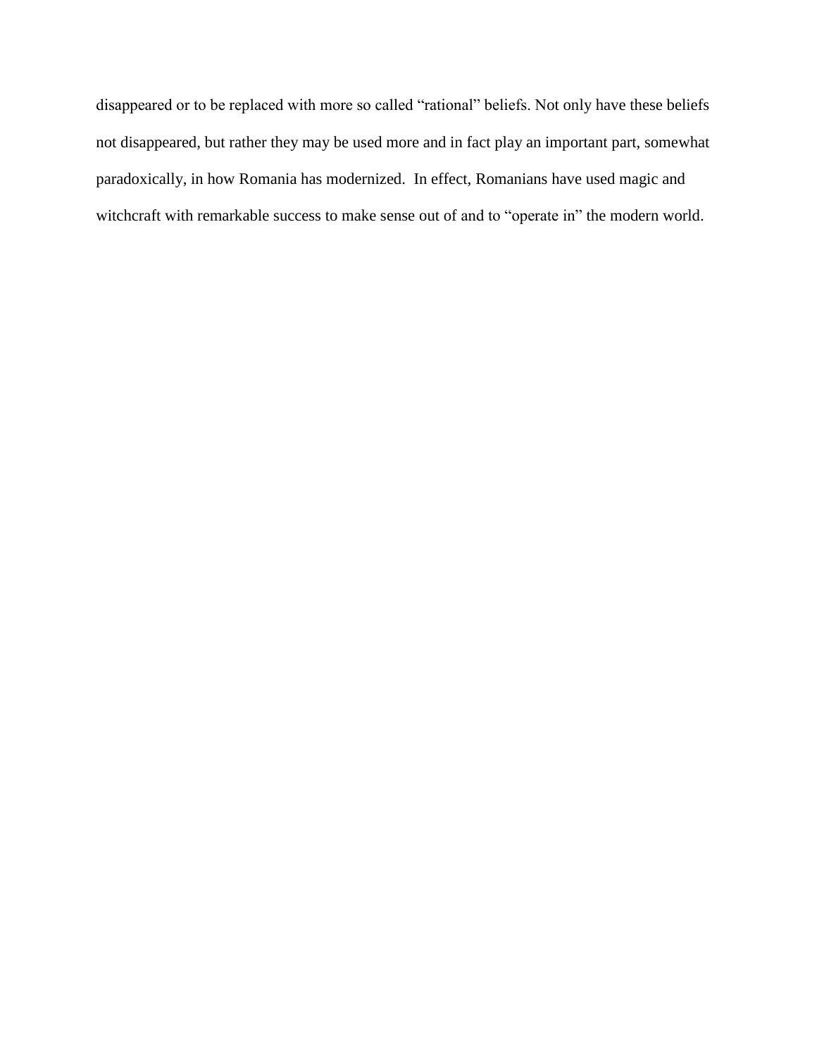disappeared or to be replaced with more so called "rational" beliefs. Not only have these beliefs not disappeared, but rather they may be used more and in fact play an important part, somewhat paradoxically, in how Romania has modernized. In effect, Romanians have used magic and witchcraft with remarkable success to make sense out of and to "operate in" the modern world.